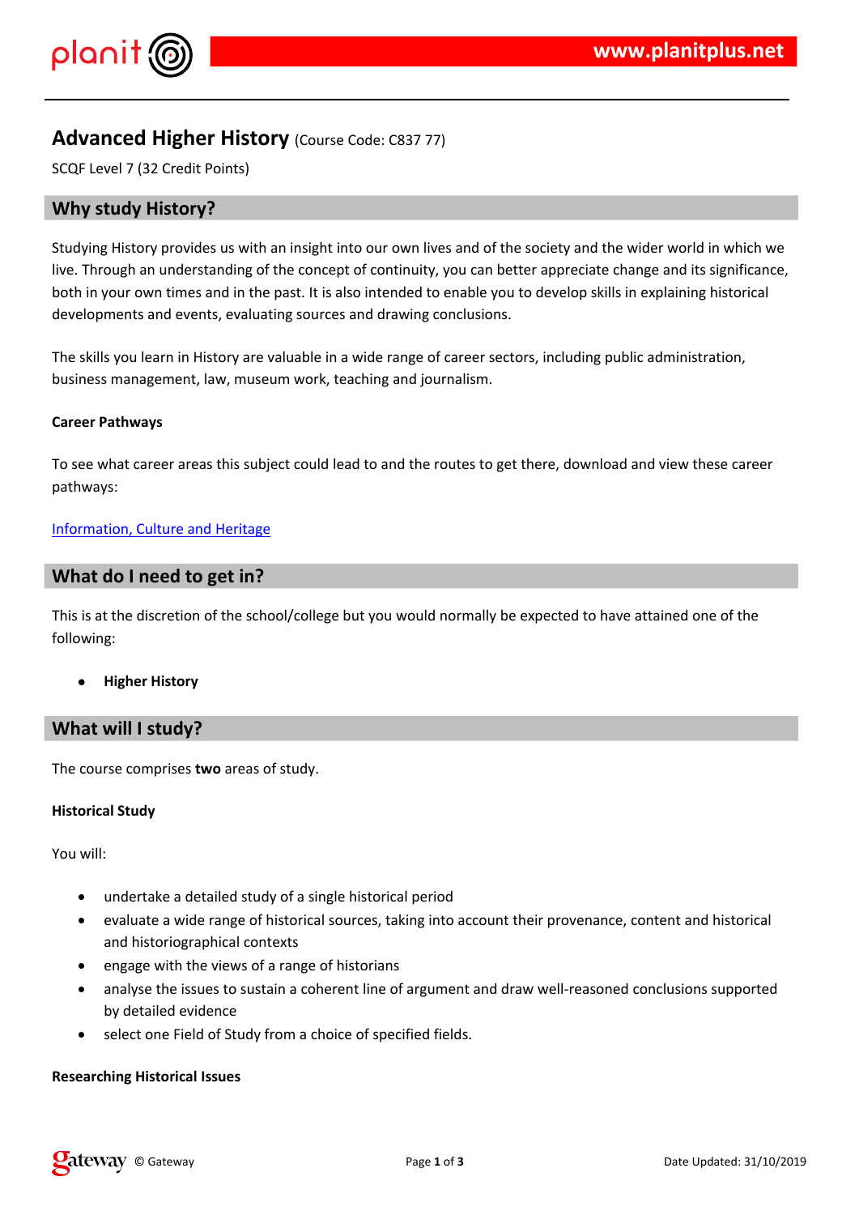# Advanced Higher History (Course Code: C837 77)

SCQF Level 7 (32 Credit Points)

## Why study History?

Studying History provides us with an insight into our own lives and of the society and the wider world in which we live. Through an understanding of the concept of continuity, you can better appreciate change and its significance, both in your own times and in the past. It is also intended to enable you to develop skills in explaining historical developments and events, evaluating sources and drawing conclusions.

The skills you learn in History are valuable in a wide range of career sectors, including public administration, business management, law, museum work, teaching and journalism.

**Career Pathways**

To see what career areas this subject could lead to and the routes to get there, download and view these career pathways:

[Information, Culture and Heritage]

## What do I need to get in?

This is at the discretion of the school/college but you would normally be expected to have attained one of the following:

- **Higher History**

## What will I study?

The course comprises **two** areas of study.

**Historical Study**

You will:

- undertake a detailed study of a single historical period
- evaluate a wide range of historical sources, taking into account their provenance, content and historical and historiographical contexts
- engage with the views of a range of historians
- analyse the issues to sustain a coherent line of argument and draw well-reasoned conclusions supported by detailed evidence
- select one Field of Study from a choice of specified fields.

**Researching Historical Issues**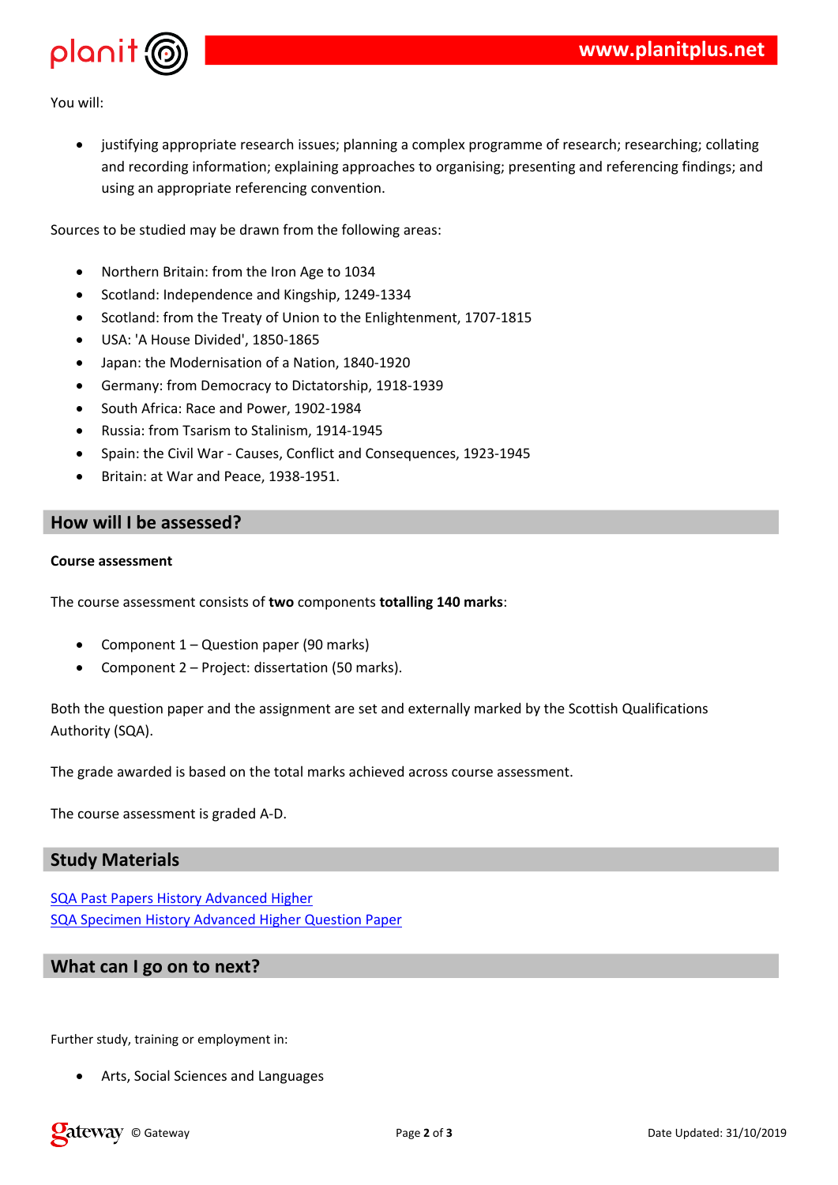You will:

- justifying appropriate research issues; planning a complex programme of research; researching; collating and recording information; explaining approaches to organising; presenting and referencing findings; and using an appropriate referencing convention.

Sources to be studied may be drawn from the following areas:

- Northern Britain: from the Iron Age to 1034
- Scotland: Independence and Kingship, 1249-1334
- Scotland: from the Treaty of Union to the Enlightenment, 1707-1815
- USA: 'A House Divided', 1850-1865
- Japan: the Modernisation of a Nation, 1840-1920
- Germany: from Democracy to Dictatorship, 1918-1939
- South Africa: Race and Power, 1902-1984
- Russia: from Tsarism to Stalinism, 1914-1945
- Spain: the Civil War - Causes, Conflict and Consequences, 1923-1945
- Britain: at War and Peace, 1938-1951.

## How will I be assessed?

**Course assessment**

The course assessment consists of **two** components **totalling 140 marks**:

- Component 1 – Question paper (90 marks)
- Component 2 – Project: dissertation (50 marks).

Both the question paper and the assignment are set and externally marked by the Scottish Qualifications Authority (SQA).

The grade awarded is based on the total marks achieved across course assessment.

The course assessment is graded A-D.

## Study Materials

SQA Past Papers History Advanced Higher
SQA Specimen History Advanced Higher Question Paper

## What can I go on to next?

Further study, training or employment in:

- Arts, Social Sciences and Languages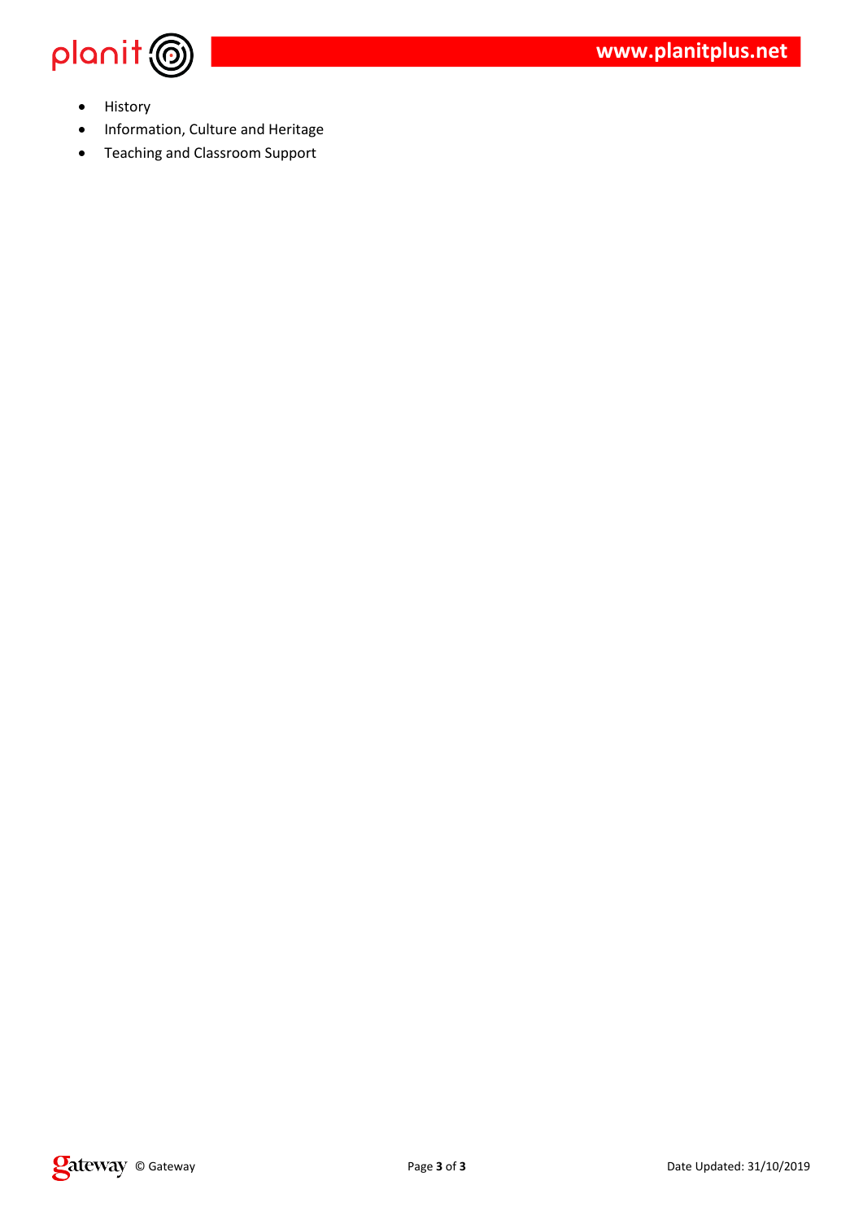- History
- Information, Culture and Heritage
- Teaching and Classroom Support